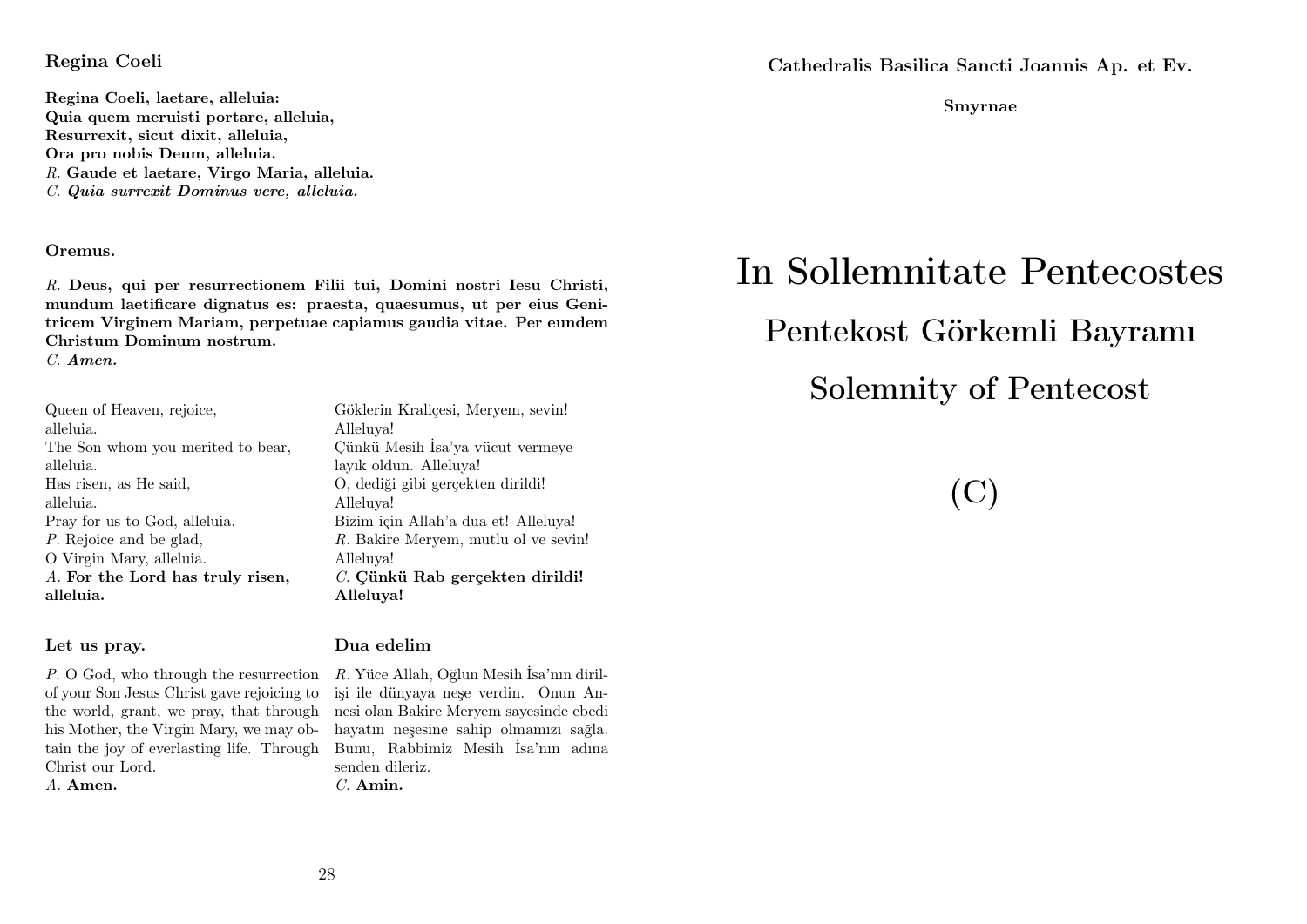**Regina Coeli**

**Regina Coeli, laetare, alleluia:**
**Quia quem meruisti portare, alleluia,**
**Resurrexit, sicut dixit, alleluia,**
**Ora pro nobis Deum, alleluia.**
*R.* **Gaude et laetare, Virgo Maria, alleluia.**
*C.* ***Quia surrexit Dominus vere, alleluia.***

**Oremus.**

*R.* **Deus, qui per resurrectionem Filii tui, Domini nostri Iesu Christi, mundum laetificare dignatus es: praesta, quaesumus, ut per eius Genitricem Virginem Mariam, perpetuae capiamus gaudia vitae. Per eundem Christum Dominum nostrum.**
*C.* ***Amen.***

Queen of Heaven, rejoice,
alleluia.
The Son whom you merited to bear,
alleluia.
Has risen, as He said,
alleluia.
Pray for us to God, alleluia.
*P.* Rejoice and be glad,
O Virgin Mary, alleluia.
*A.* **For the Lord has truly risen, alleluia.**

**Let us pray.**

*P.* O God, who through the resurrection of your Son Jesus Christ gave rejoicing to the world, grant, we pray, that through his Mother, the Virgin Mary, we may obtain the joy of everlasting life. Through Christ our Lord.
*A.* **Amen.**

Göklerin Kraliçesi, Meryem, sevin!
Alleluya!
Çünkü Mesih İsa'ya vücut vermeye
layık oldun. Alleluya!
O, dediği gibi gerçekten dirildi!
Alleluya!
Bizim için Allah'a dua et! Alleluya!
*R.* Bakire Meryem, mutlu ol ve sevin!
Alleluya!
*C.* **Çünkü Rab gerçekten dirildi! Alleluya!**

**Dua edelim**

*R.* Yüce Allah, Oğlun Mesih İsa'nın dirilişi ile dünyaya neşe verdin. Onun Annesi olan Bakire Meryem sayesinde ebedi hayatın neşesine sahip olmamızı sağla. Bunu, Rabbimiz Mesih İsa'nın adına senden dileriz.
*C.* **Amin.**

**Cathedralis Basilica Sancti Joannis Ap. et Ev.**

**Smyrnae**

# In Sollemnitate Pentecostes

## Pentekost Görkemli Bayramı

## Solemnity of Pentecost

## (C)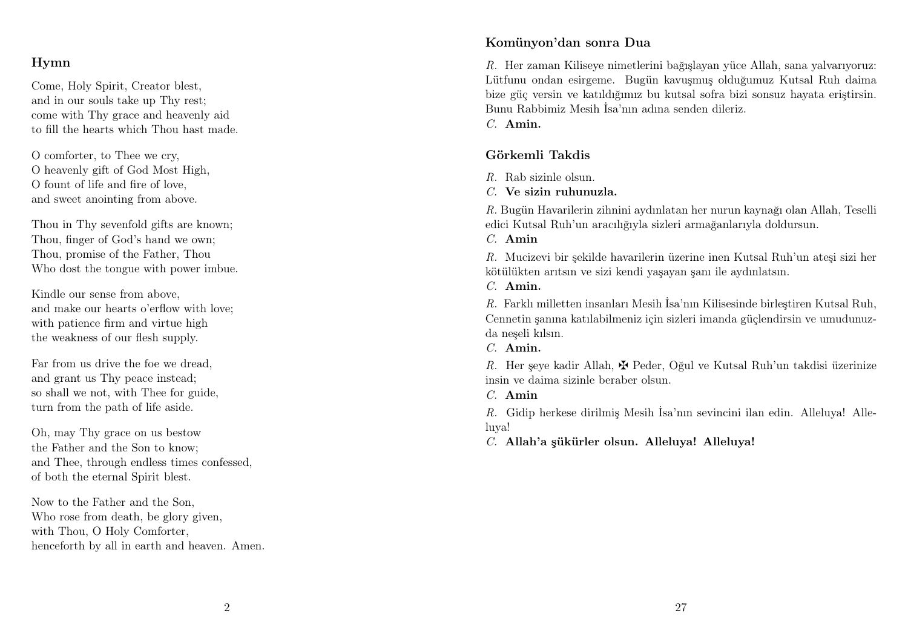## Hymn

Come, Holy Spirit, Creator blest,
and in our souls take up Thy rest;
come with Thy grace and heavenly aid
to fill the hearts which Thou hast made.

O comforter, to Thee we cry,
O heavenly gift of God Most High,
O fount of life and fire of love,
and sweet anointing from above.

Thou in Thy sevenfold gifts are known;
Thou, finger of God's hand we own;
Thou, promise of the Father, Thou
Who dost the tongue with power imbue.

Kindle our sense from above,
and make our hearts o'erflow with love;
with patience firm and virtue high
the weakness of our flesh supply.

Far from us drive the foe we dread,
and grant us Thy peace instead;
so shall we not, with Thee for guide,
turn from the path of life aside.

Oh, may Thy grace on us bestow
the Father and the Son to know;
and Thee, through endless times confessed,
of both the eternal Spirit blest.

Now to the Father and the Son,
Who rose from death, be glory given,
with Thou, O Holy Comforter,
henceforth by all in earth and heaven. Amen.

## Komünyon'dan sonra Dua

*R.* Her zaman Kiliseye nimetlerini bağışlayan yüce Allah, sana yalvarıyoruz: Lütfunu ondan esirgeme. Bugün kavuşmuş olduğumuz Kutsal Ruh daima bize güç versin ve katıldığımız bu kutsal sofra bizi sonsuz hayata eriştirsin. Bunu Rabbimiz Mesih İsa'nın adına senden dileriz.

*C.* **Amin.**

## Görkemli Takdis

*R.* Rab sizinle olsun.

*C.* **Ve sizin ruhunuzla.**

*R.* Bugün Havarilerin zihnini aydınlatan her nurun kaynağı olan Allah, Teselli edici Kutsal Ruh'un aracılığıyla sizleri armağanlarıyla doldursun.

*C.* **Amin**

*R.* Mucizevi bir şekilde havarilerin üzerine inen Kutsal Ruh'un ateşi sizi her kötülükten arıtsın ve sizi kendi yaşayan şanı ile aydınlatsın.

*C.* **Amin.**

*R.* Farklı milletten insanları Mesih İsa'nın Kilisesinde birleştiren Kutsal Ruh, Cennetin şanına katılabilmeniz için sizleri imanda güçlendirsin ve umudunuzda neşeli kılsın.

*C.* **Amin.**

*R.* Her şeye kadir Allah, ✠ Peder, Oğul ve Kutsal Ruh'un takdisi üzerinize insin ve daima sizinle beraber olsun.

*C.* **Amin**

*R.* Gidip herkese dirilmiş Mesih İsa'nın sevincini ilan edin. Alleluya! Alleluya!

*C.* **Allah'a şükürler olsun. Alleluya! Alleluya!**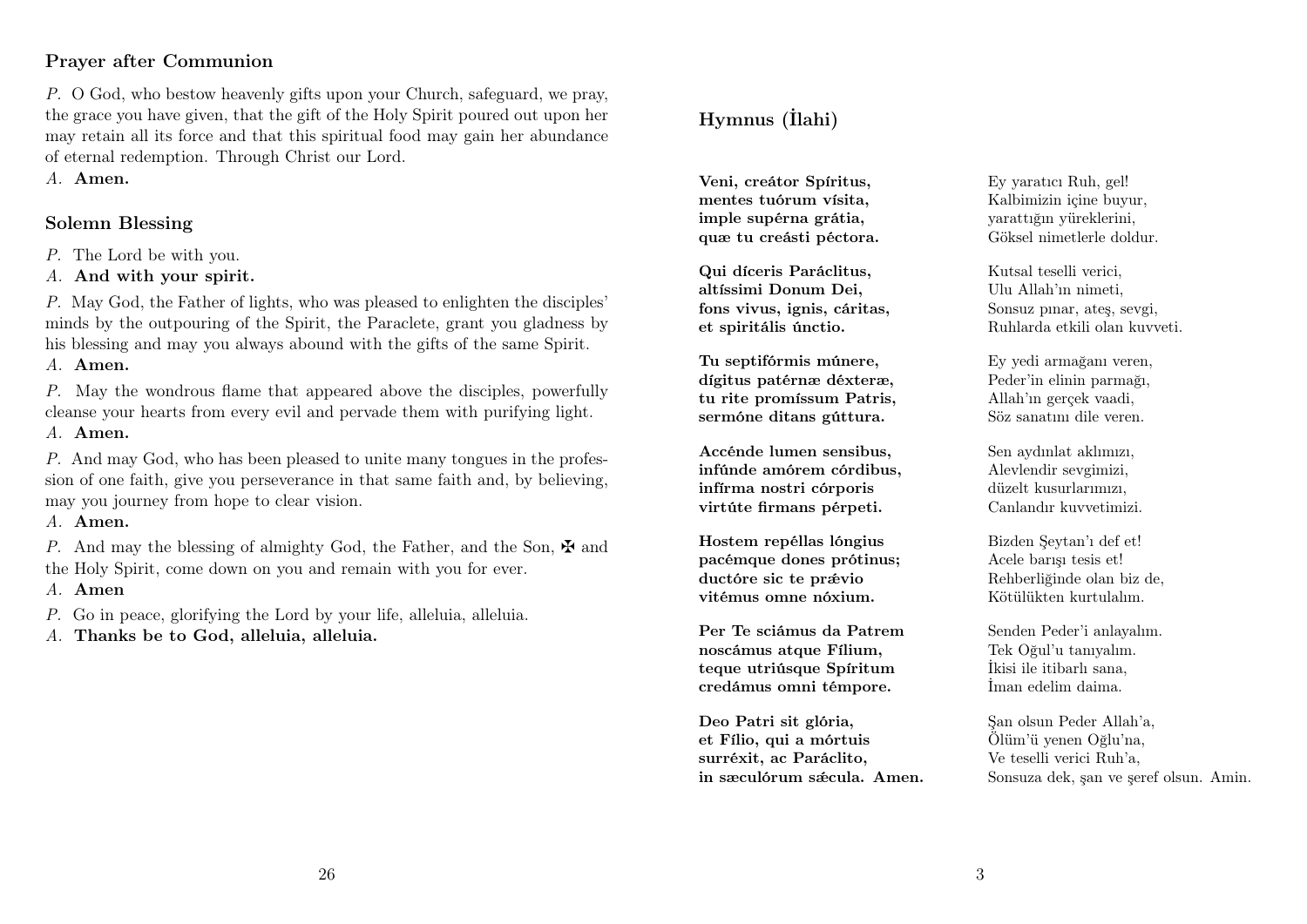## Prayer after Communion

*P.* O God, who bestow heavenly gifts upon your Church, safeguard, we pray, the grace you have given, that the gift of the Holy Spirit poured out upon her may retain all its force and that this spiritual food may gain her abundance of eternal redemption. Through Christ our Lord.

*A.* **Amen.**

## Solemn Blessing

*P.* The Lord be with you.

*A.* **And with your spirit.**

*P.* May God, the Father of lights, who was pleased to enlighten the disciples' minds by the outpouring of the Spirit, the Paraclete, grant you gladness by his blessing and may you always abound with the gifts of the same Spirit.

*A.* **Amen.**

*P.* May the wondrous flame that appeared above the disciples, powerfully cleanse your hearts from every evil and pervade them with purifying light.

*A.* **Amen.**

*P.* And may God, who has been pleased to unite many tongues in the profession of one faith, give you perseverance in that same faith and, by believing, may you journey from hope to clear vision.

*A.* **Amen.**

*P.* And may the blessing of almighty God, the Father, and the Son, ✠ and the Holy Spirit, come down on you and remain with you for ever.

*A.* **Amen**

*P.* Go in peace, glorifying the Lord by your life, alleluia, alleluia.

*A.* **Thanks be to God, alleluia, alleluia.**

## Hymnus (İlahi)

| | |
|---|---|
| **Veni, creátor Spíritus,** | Ey yaratıcı Ruh, gel! |
| **mentes tuórum vísita,** | Kalbimizin içine buyur, |
| **imple supérna grátia,** | yarattığın yüreklerini, |
| **quæ tu creásti péctora.** | Göksel nimetlerle doldur. |
| | |
| **Qui díceris Paráclitus,** | Kutsal teselli verici, |
| **altíssimi Donum Dei,** | Ulu Allah'ın nimeti, |
| **fons vivus, ignis, cáritas,** | Sonsuz pınar, ateş, sevgi, |
| **et spiritális únctio.** | Ruhlarda etkili olan kuvveti. |
| | |
| **Tu septifórmis múnere,** | Ey yedi armağanı veren, |
| **dígitus patérnæ déxteræ,** | Peder'in elinin parmağı, |
| **tu rite promíssum Patris,** | Allah'ın gerçek vaadi, |
| **sermóne ditans gúttura.** | Söz sanatını dile veren. |
| | |
| **Accénde lumen sensibus,** | Sen aydınlat aklımızı, |
| **infúnde amórem córdibus,** | Alevlendir sevgimizi, |
| **infírma nostri córporis** | düzelt kusurlarımızı, |
| **virtúte firmans pérpeti.** | Canlandır kuvvetimizi. |
| | |
| **Hostem repéllas lóngius** | Bizden Şeytan'ı def et! |
| **pacémque dones prótinus;** | Acele barışı tesis et! |
| **ductóre sic te prævio** | Rehberliğinde olan biz de, |
| **vitémus omne nóxium.** | Kötülükten kurtulalım. |
| | |
| **Per Te sciámus da Patrem** | Senden Peder'i anlayalım. |
| **noscámus atque Fílium,** | Tek Oğul'u tanıyalım. |
| **teque utriúsque Spíritum** | İkisi ile itibarlı sana, |
| **credámus omni témpore.** | İman edelim daima. |
| | |
| **Deo Patri sit glória,** | Şan olsun Peder Allah'a, |
| **et Fílio, qui a mórtuis** | Ölüm'ü yenen Oğlu'na, |
| **surréxit, ac Paráclito,** | Ve teselli verici Ruh'a, |
| **in sæculórum sǽcula. Amen.** | Sonsuza dek, şan ve şeref olsun. Amin. |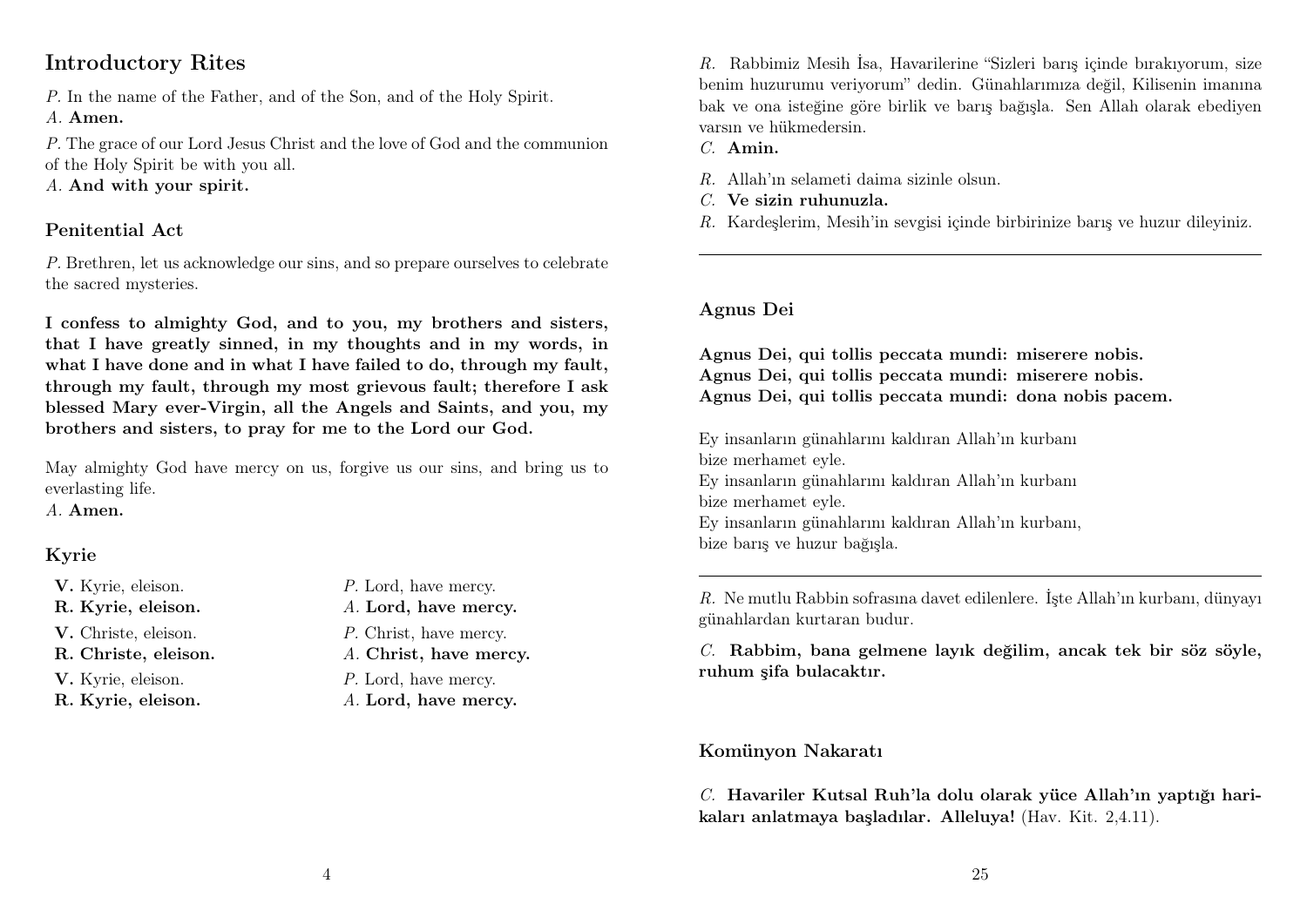## Introductory Rites

*P.* In the name of the Father, and of the Son, and of the Holy Spirit.
*A.* **Amen.**

*P.* The grace of our Lord Jesus Christ and the love of God and the communion of the Holy Spirit be with you all.
*A.* **And with your spirit.**

### Penitential Act

*P.* Brethren, let us acknowledge our sins, and so prepare ourselves to celebrate the sacred mysteries.

**I confess to almighty God, and to you, my brothers and sisters, that I have greatly sinned, in my thoughts and in my words, in what I have done and in what I have failed to do, through my fault, through my fault, through my most grievous fault; therefore I ask blessed Mary ever-Virgin, all the Angels and Saints, and you, my brothers and sisters, to pray for me to the Lord our God.**

May almighty God have mercy on us, forgive us our sins, and bring us to everlasting life.
*A.* **Amen.**

### Kyrie

| | |
|---|---|
| **V.** Kyrie, eleison. | *P.* Lord, have mercy. |
| **R. Kyrie, eleison.** | *A.* **Lord, have mercy.** |
| **V.** Christe, eleison. | *P.* Christ, have mercy. |
| **R. Christe, eleison.** | *A.* **Christ, have mercy.** |
| **V.** Kyrie, eleison. | *P.* Lord, have mercy. |
| **R. Kyrie, eleison.** | *A.* **Lord, have mercy.** |

*R.* Rabbimiz Mesih İsa, Havarilerine "Sizleri barış içinde bırakıyorum, size benim huzurumu veriyorum" dedin. Günahlarımıza değil, Kilisenin imanına bak ve ona isteğine göre birlik ve barış bağışla. Sen Allah olarak ebediyen varsın ve hükmedersin.
*C.* **Amin.**

*R.* Allah'ın selameti daima sizinle olsun.
*C.* **Ve sizin ruhunuzla.**
*R.* Kardeşlerim, Mesih'in sevgisi içinde birbirinize barış ve huzur dileyiniz.

---

### Agnus Dei

**Agnus Dei, qui tollis peccata mundi: miserere nobis.**
**Agnus Dei, qui tollis peccata mundi: miserere nobis.**
**Agnus Dei, qui tollis peccata mundi: dona nobis pacem.**

Ey insanların günahlarını kaldıran Allah'ın kurbanı
bize merhamet eyle.
Ey insanların günahlarını kaldıran Allah'ın kurbanı
bize merhamet eyle.
Ey insanların günahlarını kaldıran Allah'ın kurbanı,
bize barış ve huzur bağışla.

---

*R.* Ne mutlu Rabbin sofrasına davet edilenlere. İşte Allah'ın kurbanı, dünyayı günahlardan kurtaran budur.

*C.* **Rabbim, bana gelmene layık değilim, ancak tek bir söz söyle, ruhum şifa bulacaktır.**

### Komünyon Nakaratı

*C.* **Havariler Kutsal Ruh'la dolu olarak yüce Allah'ın yaptığı harikaları anlatmaya başladılar. Alleluya!** (Hav. Kit. 2,4.11).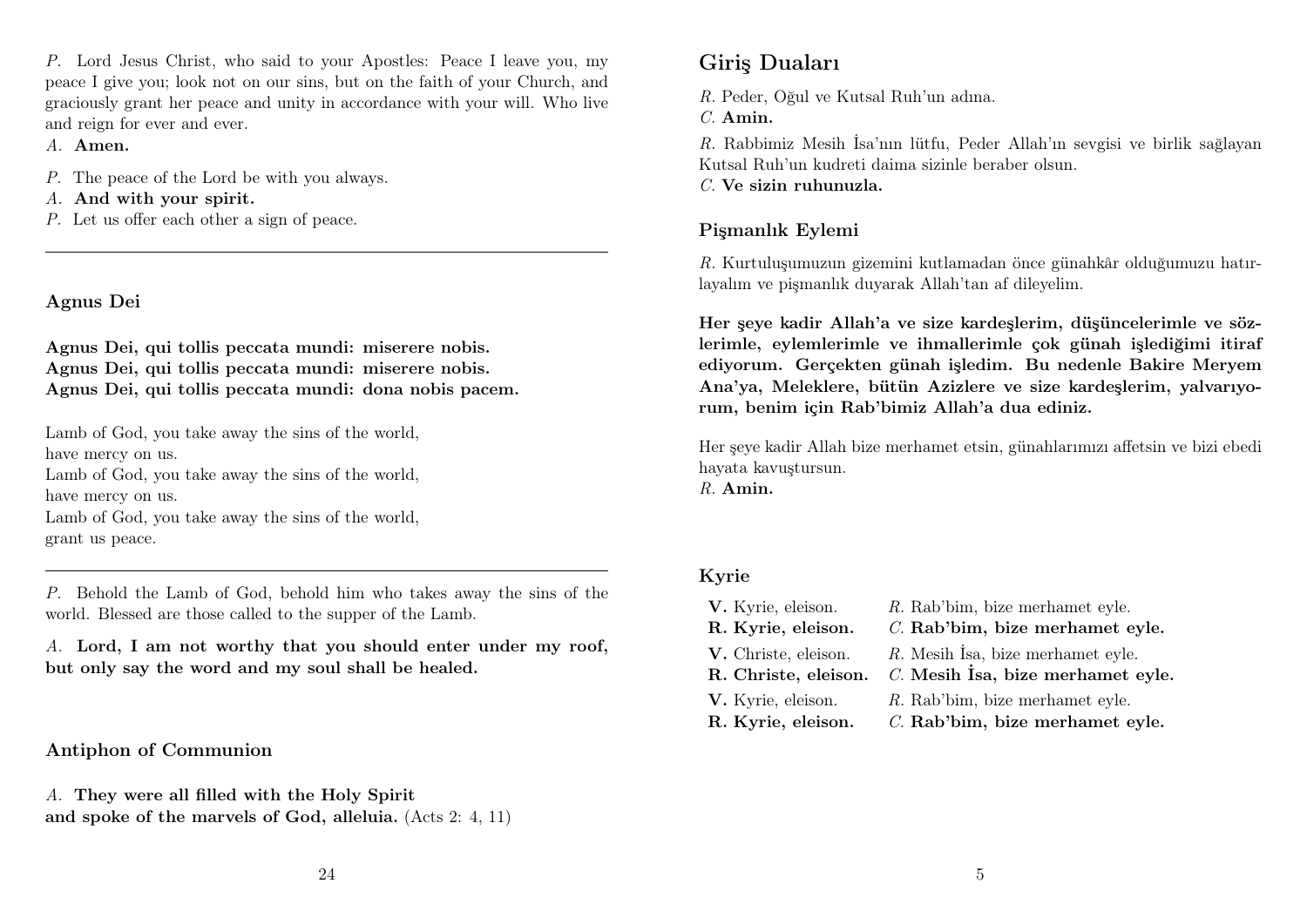*P.* Lord Jesus Christ, who said to your Apostles: Peace I leave you, my peace I give you; look not on our sins, but on the faith of your Church, and graciously grant her peace and unity in accordance with your will. Who live and reign for ever and ever.

*A.* **Amen.**

*P.* The peace of the Lord be with you always.

*A.* **And with your spirit.**

*P.* Let us offer each other a sign of peace.

---

### Agnus Dei

**Agnus Dei, qui tollis peccata mundi: miserere nobis.**
**Agnus Dei, qui tollis peccata mundi: miserere nobis.**
**Agnus Dei, qui tollis peccata mundi: dona nobis pacem.**

Lamb of God, you take away the sins of the world,
have mercy on us.
Lamb of God, you take away the sins of the world,
have mercy on us.
Lamb of God, you take away the sins of the world,
grant us peace.

---

*P.* Behold the Lamb of God, behold him who takes away the sins of the world. Blessed are those called to the supper of the Lamb.

*A.* **Lord, I am not worthy that you should enter under my roof, but only say the word and my soul shall be healed.**

### Antiphon of Communion

*A.* **They were all filled with the Holy Spirit**
**and spoke of the marvels of God, alleluia.** (Acts 2: 4, 11)

## Giriş Duaları

*R.* Peder, Oğul ve Kutsal Ruh'un adına.

*C.* **Amin.**

*R.* Rabbimiz Mesih İsa'nın lütfu, Peder Allah'ın sevgisi ve birlik sağlayan Kutsal Ruh'un kudreti daima sizinle beraber olsun.

*C.* **Ve sizin ruhunuzla.**

### Pişmanlık Eylemi

*R.* Kurtuluşumuzun gizemini kutlamadan önce günahkâr olduğumuzu hatırlayalım ve pişmanlık duyarak Allah'tan af dileyelim.

**Her şeye kadir Allah'a ve size kardeşlerim, düşüncelerimle ve sözlerimle, eylemlerimle ve ihmallerimle çok günah işlediğimi itiraf ediyorum. Gerçekten günah işledim. Bu nedenle Bakire Meryem Ana'ya, Meleklere, bütün Azizlere ve size kardeşlerim, yalvarıyorum, benim için Rab'bimiz Allah'a dua ediniz.**

Her şeye kadir Allah bize merhamet etsin, günahlarımızı affetsin ve bizi ebedi hayata kavuştursun.

*R.* **Amin.**

### Kyrie

| | |
|---|---|
| **V.** Kyrie, eleison. | *R.* Rab'bim, bize merhamet eyle. |
| **R. Kyrie, eleison.** | *C.* **Rab'bim, bize merhamet eyle.** |
| **V.** Christe, eleison. | *R.* Mesih İsa, bize merhamet eyle. |
| **R. Christe, eleison.** | *C.* **Mesih İsa, bize merhamet eyle.** |
| **V.** Kyrie, eleison. | *R.* Rab'bim, bize merhamet eyle. |
| **R. Kyrie, eleison.** | *C.* **Rab'bim, bize merhamet eyle.** |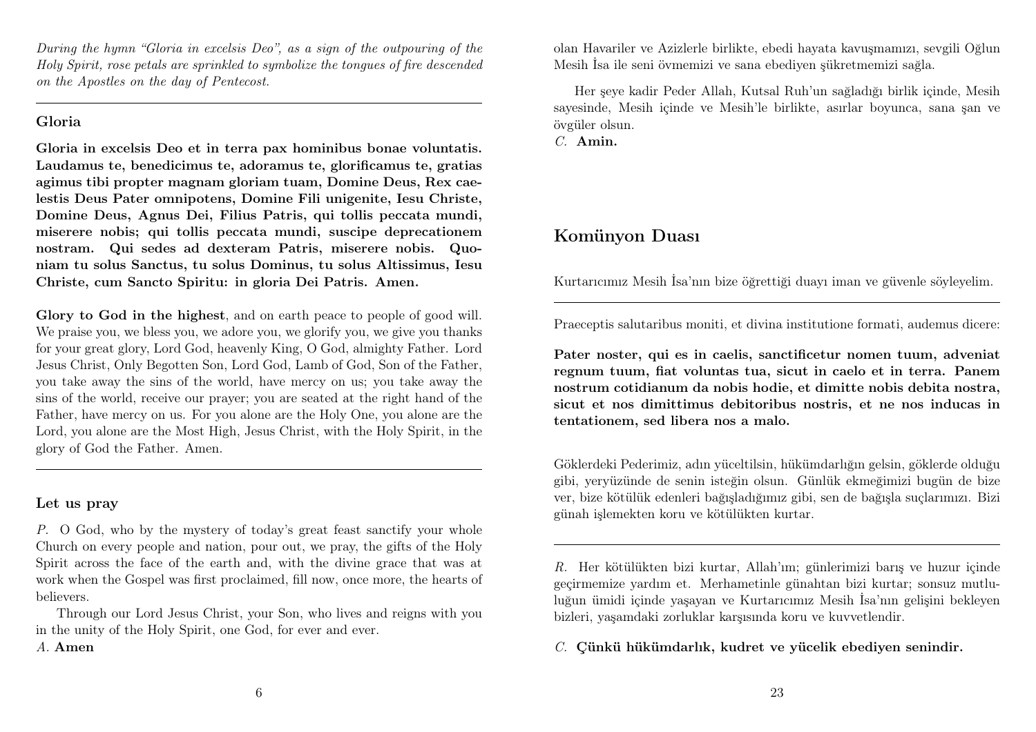*During the hymn "Gloria in excelsis Deo", as a sign of the outpouring of the Holy Spirit, rose petals are sprinkled to symbolize the tongues of fire descended on the Apostles on the day of Pentecost.*

---

### Gloria

**Gloria in excelsis Deo et in terra pax hominibus bonae voluntatis. Laudamus te, benedicimus te, adoramus te, glorificamus te, gratias agimus tibi propter magnam gloriam tuam, Domine Deus, Rex caelestis Deus Pater omnipotens, Domine Fili unigenite, Iesu Christe, Domine Deus, Agnus Dei, Filius Patris, qui tollis peccata mundi, miserere nobis; qui tollis peccata mundi, suscipe deprecationem nostram. Qui sedes ad dexteram Patris, miserere nobis. Quoniam tu solus Sanctus, tu solus Dominus, tu solus Altissimus, Iesu Christe, cum Sancto Spiritu: in gloria Dei Patris. Amen.**

**Glory to God in the highest**, and on earth peace to people of good will. We praise you, we bless you, we adore you, we glorify you, we give you thanks for your great glory, Lord God, heavenly King, O God, almighty Father. Lord Jesus Christ, Only Begotten Son, Lord God, Lamb of God, Son of the Father, you take away the sins of the world, have mercy on us; you take away the sins of the world, receive our prayer; you are seated at the right hand of the Father, have mercy on us. For you alone are the Holy One, you alone are the Lord, you alone are the Most High, Jesus Christ, with the Holy Spirit, in the glory of God the Father. Amen.

---

### Let us pray

*P.* O God, who by the mystery of today's great feast sanctify your whole Church on every people and nation, pour out, we pray, the gifts of the Holy Spirit across the face of the earth and, with the divine grace that was at work when the Gospel was first proclaimed, fill now, once more, the hearts of believers.

Through our Lord Jesus Christ, your Son, who lives and reigns with you in the unity of the Holy Spirit, one God, for ever and ever.

*A.* **Amen**

olan Havariler ve Azizlerle birlikte, ebedi hayata kavuşmamızı, sevgili Oğlun Mesih İsa ile seni övmemizi ve sana ebediyen şükretmemizi sağla.

Her şeye kadir Peder Allah, Kutsal Ruh'un sağladığı birlik içinde, Mesih sayesinde, Mesih içinde ve Mesih'le birlikte, asırlar boyunca, sana şan ve övgüler olsun.

*C.* **Amin.**

## Komünyon Duası

Kurtarıcımız Mesih İsa'nın bize öğrettiği duayı iman ve güvenle söyleyelim.

---

Praeceptis salutaribus moniti, et divina institutione formati, audemus dicere:

**Pater noster, qui es in caelis, sanctificetur nomen tuum, adveniat regnum tuum, fiat voluntas tua, sicut in caelo et in terra. Panem nostrum cotidianum da nobis hodie, et dimitte nobis debita nostra, sicut et nos dimittimus debitoribus nostris, et ne nos inducas in tentationem, sed libera nos a malo.**

Göklerdeki Pederimiz, adın yüceltilsin, hükümdarlığın gelsin, göklerde olduğu gibi, yeryüzünde de senin isteğin olsun. Günlük ekmeğimizi bugün de bize ver, bize kötülük edenleri bağışladığımız gibi, sen de bağışla suçlarımızı. Bizi günah işlemekten koru ve kötülükten kurtar.

---

*R.* Her kötülükten bizi kurtar, Allah'ım; günlerimizi barış ve huzur içinde geçirmemize yardım et. Merhametinle günahtan bizi kurtar; sonsuz mutluluğun ümidi içinde yaşayan ve Kurtarıcımız Mesih İsa'nın gelişini bekleyen bizleri, yaşamdaki zorluklar karşısında koru ve kuvvetlendir.

*C.* **Çünkü hükümdarlık, kudret ve yücelik ebediyen senindir.**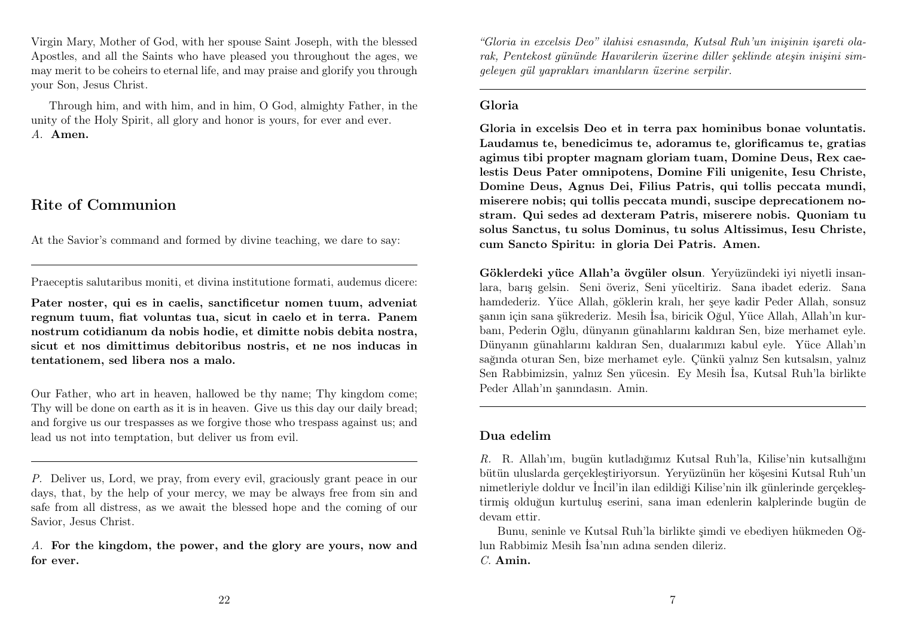Virgin Mary, Mother of God, with her spouse Saint Joseph, with the blessed Apostles, and all the Saints who have pleased you throughout the ages, we may merit to be coheirs to eternal life, and may praise and glorify you through your Son, Jesus Christ.

Through him, and with him, and in him, O God, almighty Father, in the unity of the Holy Spirit, all glory and honor is yours, for ever and ever.
*A.* **Amen.**

## Rite of Communion

At the Savior's command and formed by divine teaching, we dare to say:

---

Praeceptis salutaribus moniti, et divina institutione formati, audemus dicere:

**Pater noster, qui es in caelis, sanctificetur nomen tuum, adveniat regnum tuum, fiat voluntas tua, sicut in caelo et in terra. Panem nostrum cotidianum da nobis hodie, et dimitte nobis debita nostra, sicut et nos dimittimus debitoribus nostris, et ne nos inducas in tentationem, sed libera nos a malo.**

Our Father, who art in heaven, hallowed be thy name; Thy kingdom come; Thy will be done on earth as it is in heaven. Give us this day our daily bread; and forgive us our trespasses as we forgive those who trespass against us; and lead us not into temptation, but deliver us from evil.

---

*P.* Deliver us, Lord, we pray, from every evil, graciously grant peace in our days, that, by the help of your mercy, we may be always free from sin and safe from all distress, as we await the blessed hope and the coming of our Savior, Jesus Christ.

*A.* **For the kingdom, the power, and the glory are yours, now and for ever.**

*"Gloria in excelsis Deo" ilahisi esnasında, Kutsal Ruh'un inişinin işareti olarak, Pentekost gününde Havarilerin üzerine diller şeklinde ateşin inişini simgeleyen gül yaprakları imanlıların üzerine serpilir.*

---

### Gloria

**Gloria in excelsis Deo et in terra pax hominibus bonae voluntatis. Laudamus te, benedicimus te, adoramus te, glorificamus te, gratias agimus tibi propter magnam gloriam tuam, Domine Deus, Rex caelestis Deus Pater omnipotens, Domine Fili unigenite, Iesu Christe, Domine Deus, Agnus Dei, Filius Patris, qui tollis peccata mundi, miserere nobis; qui tollis peccata mundi, suscipe deprecationem nostram. Qui sedes ad dexteram Patris, miserere nobis. Quoniam tu solus Sanctus, tu solus Dominus, tu solus Altissimus, Iesu Christe, cum Sancto Spiritu: in gloria Dei Patris. Amen.**

**Göklerdeki yüce Allah'a övgüler olsun**. Yeryüzündeki iyi niyetli insanlara, barış gelsin. Seni överiz, Seni yüceltiriz. Sana ibadet ederiz. Sana hamdederiz. Yüce Allah, göklerin kralı, her şeye kadir Peder Allah, sonsuz şanın için sana şükrederiz. Mesih İsa, biricik Oğul, Yüce Allah, Allah'ın kurbanı, Pederin Oğlu, dünyanın günahlarını kaldıran Sen, bize merhamet eyle. Dünyanın günahlarını kaldıran Sen, dualarımızı kabul eyle. Yüce Allah'ın sağında oturan Sen, bize merhamet eyle. Çünkü yalnız Sen kutsalsın, yalnız Sen Rabbimizsin, yalnız Sen yücesin. Ey Mesih İsa, Kutsal Ruh'la birlikte Peder Allah'ın şanındasın. Amin.

---

### Dua edelim

*R.* R. Allah'ım, bugün kutladığımız Kutsal Ruh'la, Kilise'nin kutsallığını bütün uluslarda gerçekleştiriyorsun. Yeryüzünün her köşesini Kutsal Ruh'un nimetleriyle doldur ve İncil'in ilan edildiği Kilise'nin ilk günlerinde gerçekleştirmiş olduğun kurtuluş eserini, sana iman edenlerin kalplerinde bugün de devam ettir.

Bunu, seninle ve Kutsal Ruh'la birlikte şimdi ve ebediyen hükmeden Oğlun Rabbimiz Mesih İsa'nın adına senden dileriz.
*C.* **Amin.**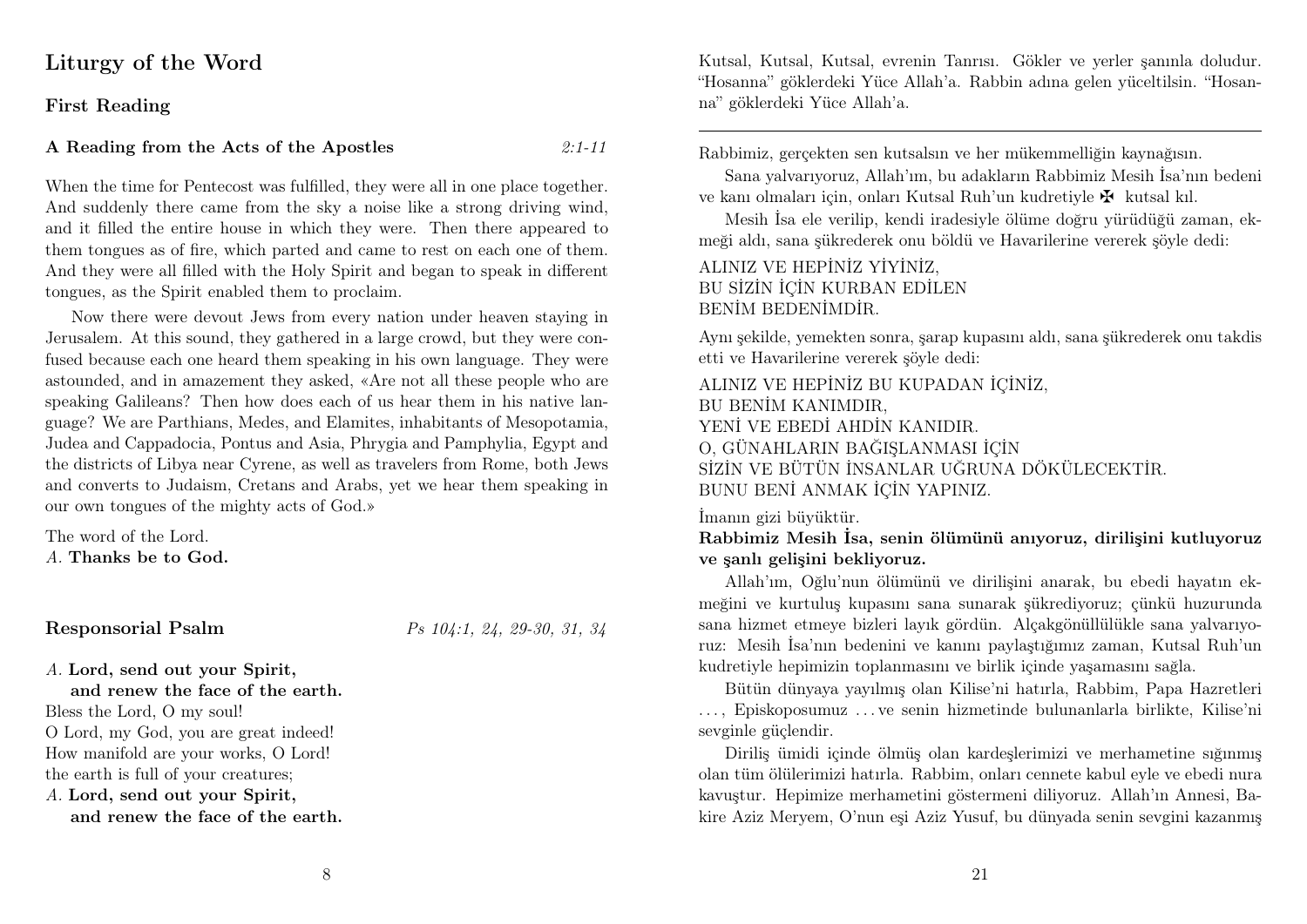## Liturgy of the Word

### First Reading

**A Reading from the Acts of the Apostles** *2:1-11*

When the time for Pentecost was fulfilled, they were all in one place together. And suddenly there came from the sky a noise like a strong driving wind, and it filled the entire house in which they were. Then there appeared to them tongues as of fire, which parted and came to rest on each one of them. And they were all filled with the Holy Spirit and began to speak in different tongues, as the Spirit enabled them to proclaim.

Now there were devout Jews from every nation under heaven staying in Jerusalem. At this sound, they gathered in a large crowd, but they were confused because each one heard them speaking in his own language. They were astounded, and in amazement they asked, «Are not all these people who are speaking Galileans? Then how does each of us hear them in his native language? We are Parthians, Medes, and Elamites, inhabitants of Mesopotamia, Judea and Cappadocia, Pontus and Asia, Phrygia and Pamphylia, Egypt and the districts of Libya near Cyrene, as well as travelers from Rome, both Jews and converts to Judaism, Cretans and Arabs, yet we hear them speaking in our own tongues of the mighty acts of God.»

The word of the Lord.
*A.* **Thanks be to God.**

### Responsorial Psalm *Ps 104:1, 24, 29-30, 31, 34*

*A.* **Lord, send out your Spirit,**
**and renew the face of the earth.**
Bless the Lord, O my soul!
O Lord, my God, you are great indeed!
How manifold are your works, O Lord!
the earth is full of your creatures;
*A.* **Lord, send out your Spirit,**
**and renew the face of the earth.**

Kutsal, Kutsal, Kutsal, evrenin Tanrısı. Gökler ve yerler şanınla doludur. "Hosanna" göklerdeki Yüce Allah'a. Rabbin adına gelen yüceltilsin. "Hosanna" göklerdeki Yüce Allah'a.

---

Rabbimiz, gerçekten sen kutsalsın ve her mükemmelliğin kaynağısın.

Sana yalvarıyoruz, Allah'ım, bu adakların Rabbimiz Mesih İsa'nın bedeni ve kanı olmaları için, onları Kutsal Ruh'un kudretiyle ✠ kutsal kıl.

Mesih İsa ele verilip, kendi iradesiyle ölüme doğru yürüdüğü zaman, ekmeği aldı, sana şükrederek onu böldü ve Havarilerine vererek şöyle dedi:

ALINIZ VE HEPİNİZ YİYİNİZ,
BU SİZİN İÇİN KURBAN EDİLEN
BENİM BEDENİMDİR.

Aynı şekilde, yemekten sonra, şarap kupasını aldı, sana şükrederek onu takdis etti ve Havarilerine vererek şöyle dedi:

ALINIZ VE HEPİNİZ BU KUPADAN İÇİNİZ,
BU BENİM KANIMDIR,
YENİ VE EBEDİ AHDİN KANIDIR.
O, GÜNAHLARIN BAĞIŞLANMASI İÇİN
SİZİN VE BÜTÜN İNSANLAR UĞRUNA DÖKÜLECEKTİR.
BUNU BENİ ANMAK İÇİN YAPINIZ.

İmanın gizi büyüktür.
**Rabbimiz Mesih İsa, senin ölümünü anıyoruz, dirilişini kutluyoruz ve şanlı gelişini bekliyoruz.**

Allah'ım, Oğlu'nun ölümünü ve dirilişini anarak, bu ebedi hayatın ekmeğini ve kurtuluş kupasını sana sunarak şükrediyoruz; çünkü huzurunda sana hizmet etmeye bizleri layık gördün. Alçakgönüllülükle sana yalvarıyoruz: Mesih İsa'nın bedenini ve kanını paylaştığımız zaman, Kutsal Ruh'un kudretiyle hepimizin toplanmasını ve birlik içinde yaşamasını sağla.

Bütün dünyaya yayılmış olan Kilise'ni hatırla, Rabbim, Papa Hazretleri . . . , Episkoposumuz . . . ve senin hizmetinde bulunanlarla birlikte, Kilise'ni sevginle güçlendir.

Diriliş ümidi içinde ölmüş olan kardeşlerimizi ve merhametine sığınmış olan tüm ölülerimizi hatırla. Rabbim, onları cennete kabul eyle ve ebedi nura kavuştur. Hepimize merhametini göstermeni diliyoruz. Allah'ın Annesi, Bakire Aziz Meryem, O'nun eşi Aziz Yusuf, bu dünyada senin sevgini kazanmış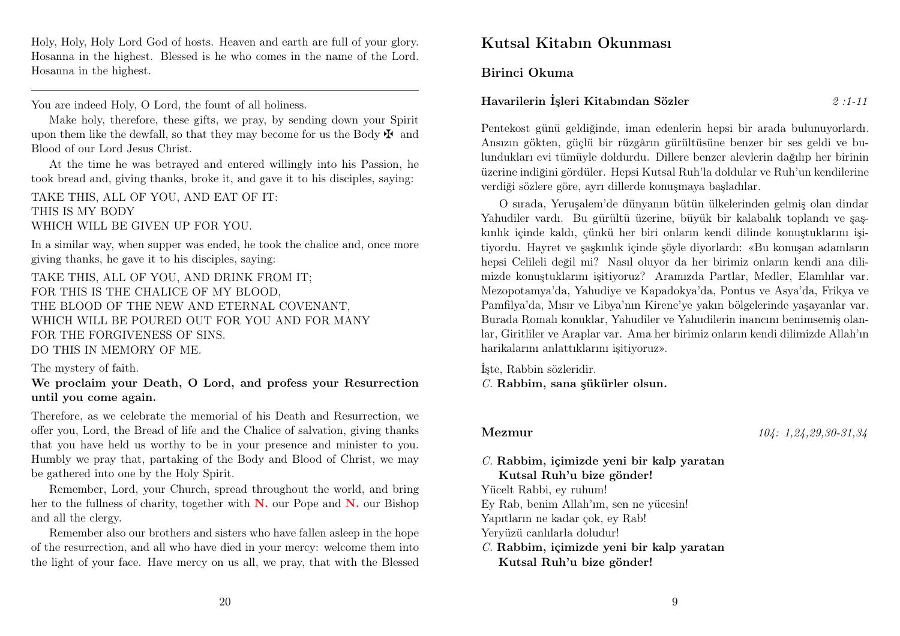Holy, Holy, Holy Lord God of hosts. Heaven and earth are full of your glory. Hosanna in the highest. Blessed is he who comes in the name of the Lord. Hosanna in the highest.

---

You are indeed Holy, O Lord, the fount of all holiness.

Make holy, therefore, these gifts, we pray, by sending down your Spirit upon them like the dewfall, so that they may become for us the Body ✠ and Blood of our Lord Jesus Christ.

At the time he was betrayed and entered willingly into his Passion, he took bread and, giving thanks, broke it, and gave it to his disciples, saying:

TAKE THIS, ALL OF YOU, AND EAT OF IT:
THIS IS MY BODY
WHICH WILL BE GIVEN UP FOR YOU.

In a similar way, when supper was ended, he took the chalice and, once more giving thanks, he gave it to his disciples, saying:

TAKE THIS, ALL OF YOU, AND DRINK FROM IT;
FOR THIS IS THE CHALICE OF MY BLOOD,
THE BLOOD OF THE NEW AND ETERNAL COVENANT,
WHICH WILL BE POURED OUT FOR YOU AND FOR MANY
FOR THE FORGIVENESS OF SINS.
DO THIS IN MEMORY OF ME.

The mystery of faith.

**We proclaim your Death, O Lord, and profess your Resurrection until you come again.**

Therefore, as we celebrate the memorial of his Death and Resurrection, we offer you, Lord, the Bread of life and the Chalice of salvation, giving thanks that you have held us worthy to be in your presence and minister to you. Humbly we pray that, partaking of the Body and Blood of Christ, we may be gathered into one by the Holy Spirit.

Remember, Lord, your Church, spread throughout the world, and bring her to the fullness of charity, together with **N.** our Pope and **N.** our Bishop and all the clergy.

Remember also our brothers and sisters who have fallen asleep in the hope of the resurrection, and all who have died in your mercy: welcome them into the light of your face. Have mercy on us all, we pray, that with the Blessed

## Kutsal Kitabın Okunması

### Birinci Okuma

#### Havarilerin İşleri Kitabından Sözler *2 :1-11*

Pentekost günü geldiğinde, iman edenlerin hepsi bir arada bulunuyorlardı. Ansızın gökten, güçlü bir rüzgârın gürültüsüne benzer bir ses geldi ve bulundukları evi tümüyle doldurdu. Dillere benzer alevlerin dağılıp her birinin üzerine indiğini gördüler. Hepsi Kutsal Ruh'la doldular ve Ruh'un kendilerine verdiği sözlere göre, ayrı dillerde konuşmaya başladılar.

O sırada, Yeruşalem'de dünyanın bütün ülkelerinden gelmiş olan dindar Yahudiler vardı. Bu gürültü üzerine, büyük bir kalabalık toplandı ve şaşkınlık içinde kaldı, çünkü her biri onların kendi dilinde konuştuklarını işitiyordu. Hayret ve şaşkınlık içinde şöyle diyorlardı: «Bu konuşan adamların hepsi Celileli değil mi? Nasıl oluyor da her birimiz onların kendi ana dilimizde konuştuklarını işitiyoruz? Aramızda Partlar, Medler, Elamlılar var. Mezopotamya'da, Yahudiye ve Kapadokya'da, Pontus ve Asya'da, Frikya ve Pamfilya'da, Mısır ve Libya'nın Kirene'ye yakın bölgelerinde yaşayanlar var. Burada Romalı konuklar, Yahudiler ve Yahudilerin inancını benimsemiş olanlar, Giritliler ve Araplar var. Ama her birimiz onların kendi dilimizde Allah'ın harikalarını anlattıklarını işitiyoruz».

İşte, Rabbin sözleridir.
*C.* **Rabbim, sana şükürler olsun.**

### Mezmur *104: 1,24,29,30-31,34*

*C.* **Rabbim, içimizde yeni bir kalp yaratan Kutsal Ruh'u bize gönder!**

Yücelt Rabbi, ey ruhum!
Ey Rab, benim Allah'ım, sen ne yücesin!
Yapıtların ne kadar çok, ey Rab!
Yeryüzü canlılarla doludur!

*C.* **Rabbim, içimizde yeni bir kalp yaratan Kutsal Ruh'u bize gönder!**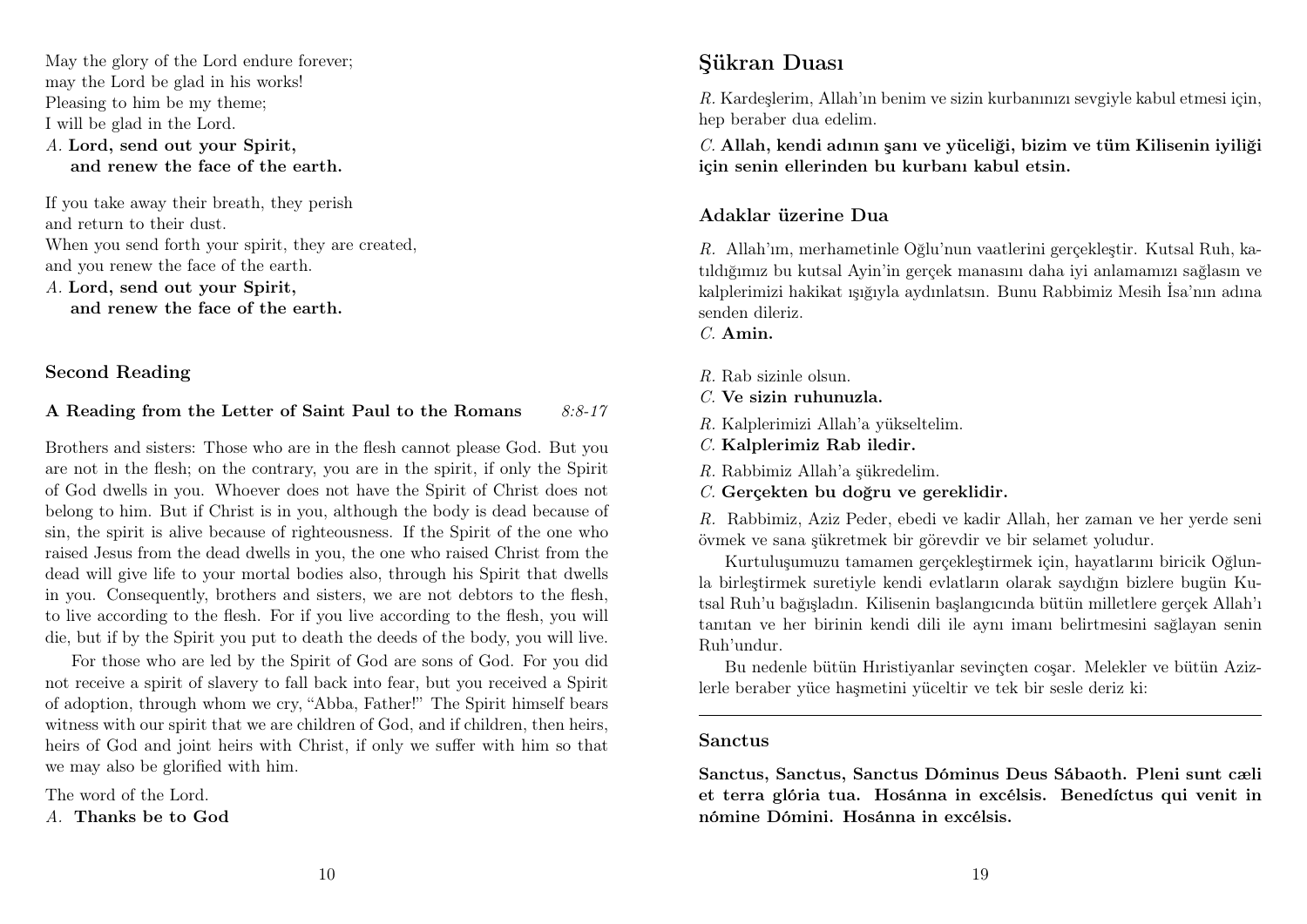May the glory of the Lord endure forever;
may the Lord be glad in his works!
Pleasing to him be my theme;
I will be glad in the Lord.

*A.* **Lord, send out your Spirit,**
**and renew the face of the earth.**

If you take away their breath, they perish
and return to their dust.
When you send forth your spirit, they are created,
and you renew the face of the earth.

*A.* **Lord, send out your Spirit,**
**and renew the face of the earth.**

### Second Reading

**A Reading from the Letter of Saint Paul to the Romans** *8:8-17*

Brothers and sisters: Those who are in the flesh cannot please God. But you are not in the flesh; on the contrary, you are in the spirit, if only the Spirit of God dwells in you. Whoever does not have the Spirit of Christ does not belong to him. But if Christ is in you, although the body is dead because of sin, the spirit is alive because of righteousness. If the Spirit of the one who raised Jesus from the dead dwells in you, the one who raised Christ from the dead will give life to your mortal bodies also, through his Spirit that dwells in you. Consequently, brothers and sisters, we are not debtors to the flesh, to live according to the flesh. For if you live according to the flesh, you will die, but if by the Spirit you put to death the deeds of the body, you will live.

For those who are led by the Spirit of God are sons of God. For you did not receive a spirit of slavery to fall back into fear, but you received a Spirit of adoption, through whom we cry, "Abba, Father!" The Spirit himself bears witness with our spirit that we are children of God, and if children, then heirs, heirs of God and joint heirs with Christ, if only we suffer with him so that we may also be glorified with him.

The word of the Lord.
*A.* **Thanks be to God**

## Şükran Duası

*R.* Kardeşlerim, Allah'ın benim ve sizin kurbanınızı sevgiyle kabul etmesi için, hep beraber dua edelim.

*C.* **Allah, kendi adının şanı ve yüceliği, bizim ve tüm Kilisenin iyiliği için senin ellerinden bu kurbanı kabul etsin.**

### Adaklar üzerine Dua

*R.* Allah'ım, merhametinle Oğlu'nun vaatlerini gerçekleştir. Kutsal Ruh, katıldığımız bu kutsal Ayin'in gerçek manasını daha iyi anlamamızı sağlasın ve kalplerimizi hakikat ışığıyla aydınlatsın. Bunu Rabbimiz Mesih İsa'nın adına senden dileriz.
*C.* **Amin.**

*R.* Rab sizinle olsun.
*C.* **Ve sizin ruhunuzla.**

*R.* Kalplerimizi Allah'a yükseltelim.
*C.* **Kalplerimiz Rab iledir.**

*R.* Rabbimiz Allah'a şükredelim.
*C.* **Gerçekten bu doğru ve gereklidir.**

*R.* Rabbimiz, Aziz Peder, ebedi ve kadir Allah, her zaman ve her yerde seni övmek ve sana şükretmek bir görevdir ve bir selamet yoludur.

Kurtuluşumuzu tamamen gerçekleştirmek için, hayatlarımı biricik Oğlunla birleştirmek suretiyle kendi evlatların olarak saydığın bizlere bugün Kutsal Ruh'u bağışladın. Kilisenin başlangıcında bütün milletlere gerçek Allah'ı tanıtan ve her birinin kendi dili ile aynı imanı belirtmesini sağlayan senin Ruh'undur.

Bu nedenle bütün Hıristiyanlar sevinçten coşar. Melekler ve bütün Azizlerle beraber yüce haşmetini yüceltir ve tek bir sesle deriz ki:

---

### Sanctus

**Sanctus, Sanctus, Sanctus Dóminus Deus Sábaoth. Pleni sunt cæli et terra glória tua. Hosánna in excélsis. Benedíctus qui venit in nómine Dómini. Hosánna in excélsis.**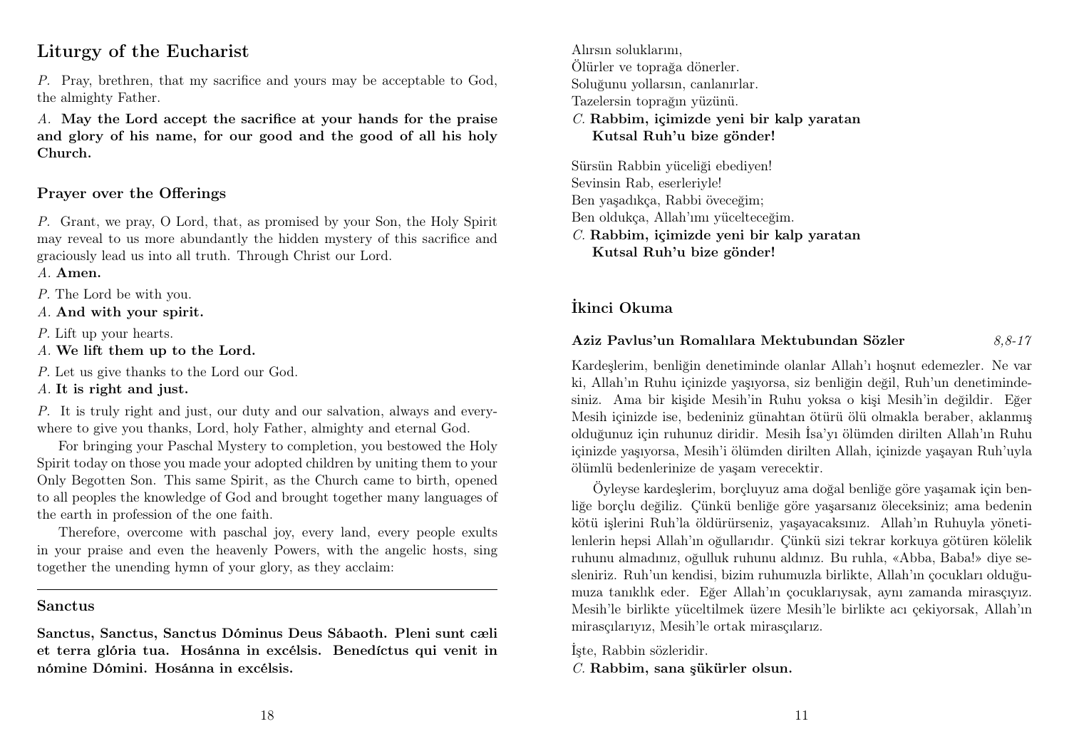## Liturgy of the Eucharist

*P.* Pray, brethren, that my sacrifice and yours may be acceptable to God, the almighty Father.

*A.* **May the Lord accept the sacrifice at your hands for the praise and glory of his name, for our good and the good of all his holy Church.**

### Prayer over the Offerings

*P.* Grant, we pray, O Lord, that, as promised by your Son, the Holy Spirit may reveal to us more abundantly the hidden mystery of this sacrifice and graciously lead us into all truth. Through Christ our Lord.

*A.* **Amen.**

*P.* The Lord be with you.

*A.* **And with your spirit.**

*P.* Lift up your hearts.

*A.* **We lift them up to the Lord.**

*P.* Let us give thanks to the Lord our God.

*A.* **It is right and just.**

*P.* It is truly right and just, our duty and our salvation, always and everywhere to give you thanks, Lord, holy Father, almighty and eternal God.

For bringing your Paschal Mystery to completion, you bestowed the Holy Spirit today on those you made your adopted children by uniting them to your Only Begotten Son. This same Spirit, as the Church came to birth, opened to all peoples the knowledge of God and brought together many languages of the earth in profession of the one faith.

Therefore, overcome with paschal joy, every land, every people exults in your praise and even the heavenly Powers, with the angelic hosts, sing together the unending hymn of your glory, as they acclaim:

### Sanctus

**Sanctus, Sanctus, Sanctus Dóminus Deus Sábaoth. Pleni sunt cæli et terra glória tua. Hosánna in excélsis. Benedíctus qui venit in nómine Dómini. Hosánna in excélsis.**

Alırsın soluklarını,
Ölürler ve toprağa dönerler.
Soluğunu yollarsın, canlanırlar.
Tazelersin toprağın yüzünü.
*C.* **Rabbim, içimizde yeni bir kalp yaratan
Kutsal Ruh'u bize gönder!**

Sürsün Rabbin yüceliği ebediyen!
Sevinsin Rab, eserleriyle!
Ben yaşadıkça, Rabbi öveceğim;
Ben oldukça, Allah'ımı yücelteceğim.
*C.* **Rabbim, içimizde yeni bir kalp yaratan
Kutsal Ruh'u bize gönder!**

## İkinci Okuma

**Aziz Pavlus'un Romalılara Mektubundan Sözler** *8,8-17*

Kardeşlerim, benliğin denetiminde olanlar Allah'ı hoşnut edemezler. Ne var ki, Allah'ın Ruhu içinizde yaşıyorsa, siz benliğin değil, Ruh'un denetimindesiniz. Ama bir kişide Mesih'in Ruhu yoksa o kişi Mesih'in değildir. Eğer Mesih içinizde ise, bedeniniz günahtan ötürü ölü olmakla beraber, aklanmış olduğunuz için ruhunuz diridir. Mesih İsa'yı ölümden dirilten Allah'ın Ruhu içinizde yaşıyorsa, Mesih'i ölümden dirilten Allah, içinizde yaşayan Ruh'uyla ölümlü bedenlerinize de yaşam verecektir.

Öyleyse kardeşlerim, borçluyuz ama doğal benliğe göre yaşamak için benliğe borçlu değiliz. Çünkü benliğe göre yaşarsanız öleceksiniz; ama bedenin kötü işlerini Ruh'la öldürürseniz, yaşayacaksınız. Allah'ın Ruhuyla yönetilenlerin hepsi Allah'ın oğullarıdır. Çünkü sizi tekrar korkuya götüren kölelik ruhunu almadınız, oğulluk ruhunu aldınız. Bu ruhla, «Abba, Baba!» diye sesleniriz. Ruh'un kendisi, bizim ruhumuzla birlikte, Allah'ın çocukları olduğumuza tanıklık eder. Eğer Allah'ın çocuklarıysak, aynı zamanda mirasçıyız. Mesih'le birlikte yüceltilmek üzere Mesih'le birlikte acı çekiyorsak, Allah'ın mirasçılarıyız, Mesih'le ortak mirasçılarız.

İşte, Rabbin sözleridir.
*C.* **Rabbim, sana şükürler olsun.**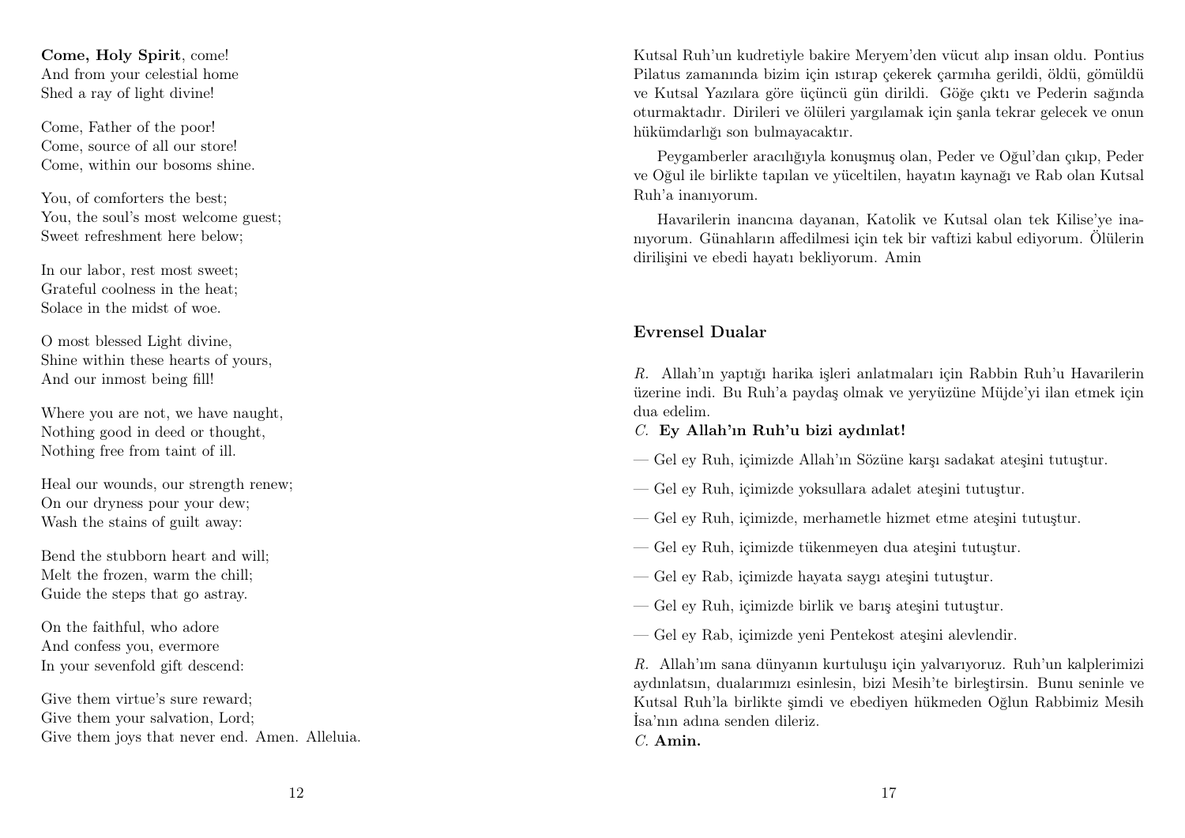**Come, Holy Spirit**, come!
And from your celestial home
Shed a ray of light divine!

Come, Father of the poor!
Come, source of all our store!
Come, within our bosoms shine.

You, of comforters the best;
You, the soul's most welcome guest;
Sweet refreshment here below;

In our labor, rest most sweet;
Grateful coolness in the heat;
Solace in the midst of woe.

O most blessed Light divine,
Shine within these hearts of yours,
And our inmost being fill!

Where you are not, we have naught,
Nothing good in deed or thought,
Nothing free from taint of ill.

Heal our wounds, our strength renew;
On our dryness pour your dew;
Wash the stains of guilt away:

Bend the stubborn heart and will;
Melt the frozen, warm the chill;
Guide the steps that go astray.

On the faithful, who adore
And confess you, evermore
In your sevenfold gift descend:

Give them virtue's sure reward;
Give them your salvation, Lord;
Give them joys that never end. Amen. Alleluia.

Kutsal Ruh'un kudretiyle bakire Meryem'den vücut alıp insan oldu. Pontius Pilatus zamanında bizim için ıstırap çekerek çarmıha gerildi, öldü, gömüldü ve Kutsal Yazılara göre üçüncü gün dirildi. Göğe çıktı ve Pederin sağında oturmaktadır. Dirileri ve ölüleri yargılamak için şanla tekrar gelecek ve onun hükümdarlığı son bulmayacaktır.

Peygamberler aracılığıyla konuşmuş olan, Peder ve Oğul'dan çıkıp, Peder ve Oğul ile birlikte tapılan ve yüceltilen, hayatın kaynağı ve Rab olan Kutsal Ruh'a inanıyorum.

Havarilerin inancına dayanan, Katolik ve Kutsal olan tek Kilise'ye inanıyorum. Günahların affedilmesi için tek bir vaftizi kabul ediyorum. Ölülerin dirilişini ve ebedi hayatı bekliyorum. Amin

### Evrensel Dualar

*R.* Allah'ın yaptığı harika işleri anlatmaları için Rabbin Ruh'u Havarilerin üzerine indi. Bu Ruh'a paydaş olmak ve yeryüzüne Müjde'yi ilan etmek için dua edelim.
*C.* **Ey Allah'ın Ruh'u bizi aydınlat!**

— Gel ey Ruh, içimizde Allah'ın Sözüne karşı sadakat ateşini tutuştur.

— Gel ey Ruh, içimizde yoksullara adalet ateşini tutuştur.

— Gel ey Ruh, içimizde, merhametle hizmet etme ateşini tutuştur.

— Gel ey Ruh, içimizde tükenmeyen dua ateşini tutuştur.

— Gel ey Rab, içimizde hayata saygı ateşini tutuştur.

— Gel ey Ruh, içimizde birlik ve barış ateşini tutuştur.

— Gel ey Rab, içimizde yeni Pentekost ateşini alevlendir.

*R.* Allah'ım sana dünyanın kurtuluşu için yalvarıyoruz. Ruh'un kalplerimizi aydınlatsın, dualarımızı esinlesin, bizi Mesih'te birleştirsin. Bunu seninle ve Kutsal Ruh'la birlikte şimdi ve ebediyen hükmeden Oğlun Rabbimiz Mesih İsa'nın adına senden dileriz.
*C.* **Amin.**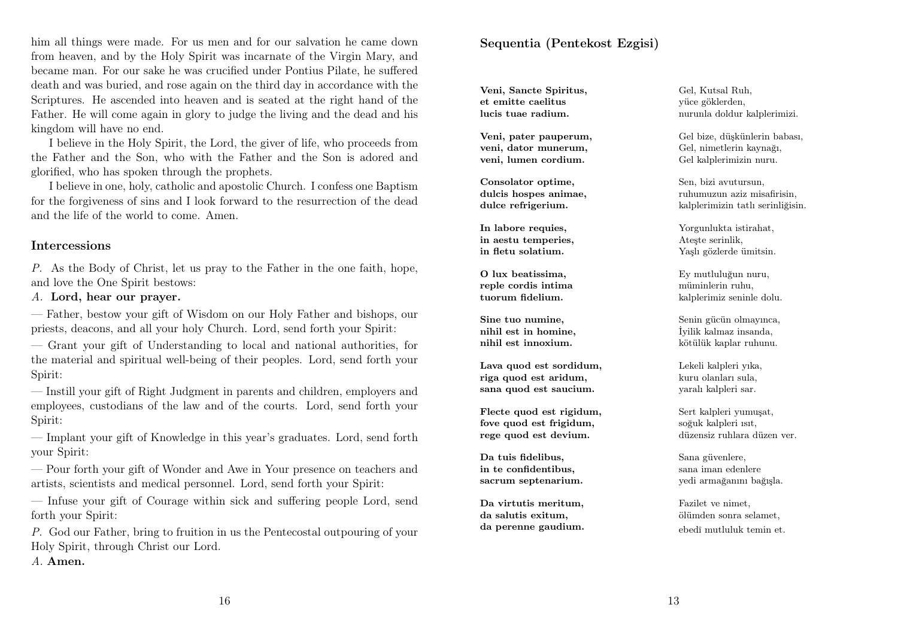him all things were made. For us men and for our salvation he came down from heaven, and by the Holy Spirit was incarnate of the Virgin Mary, and became man. For our sake he was crucified under Pontius Pilate, he suffered death and was buried, and rose again on the third day in accordance with the Scriptures. He ascended into heaven and is seated at the right hand of the Father. He will come again in glory to judge the living and the dead and his kingdom will have no end.

I believe in the Holy Spirit, the Lord, the giver of life, who proceeds from the Father and the Son, who with the Father and the Son is adored and glorified, who has spoken through the prophets.

I believe in one, holy, catholic and apostolic Church. I confess one Baptism for the forgiveness of sins and I look forward to the resurrection of the dead and the life of the world to come. Amen.

### Intercessions

*P.* As the Body of Christ, let us pray to the Father in the one faith, hope, and love the One Spirit bestows:

*A.* **Lord, hear our prayer.**

— Father, bestow your gift of Wisdom on our Holy Father and bishops, our priests, deacons, and all your holy Church. Lord, send forth your Spirit:

— Grant your gift of Understanding to local and national authorities, for the material and spiritual well-being of their peoples. Lord, send forth your Spirit:

— Instill your gift of Right Judgment in parents and children, employers and employees, custodians of the law and of the courts. Lord, send forth your Spirit:

— Implant your gift of Knowledge in this year's graduates. Lord, send forth your Spirit:

— Pour forth your gift of Wonder and Awe in Your presence on teachers and artists, scientists and medical personnel. Lord, send forth your Spirit:

— Infuse your gift of Courage within sick and suffering people Lord, send forth your Spirit:

*P.* God our Father, bring to fruition in us the Pentecostal outpouring of your Holy Spirit, through Christ our Lord.

*A.* **Amen.**

### Sequentia (Pentekost Ezgisi)

| | |
|---|---|
| **Veni, Sancte Spiritus,**<br>**et emitte caelitus**<br>**lucis tuae radium.** | Gel, Kutsal Ruh,<br>yüce göklerden,<br>nurunla doldur kalplerimizi. |
| **Veni, pater pauperum,**<br>**veni, dator munerum,**<br>**veni, lumen cordium.** | Gel bize, düşkünlerin babası,<br>Gel, nimetlerin kaynağı,<br>Gel kalplerimizin nuru. |
| **Consolator optime,**<br>**dulcis hospes animae,**<br>**dulce refrigerium.** | Sen, bizi avutursun,<br>ruhumuzun aziz misafirisin,<br>kalplerimizin tatlı serinliğisin. |
| **In labore requies,**<br>**in aestu temperies,**<br>**in fletu solatium.** | Yorgunlukta istirahat,<br>Ateşte serinlik,<br>Yaşlı gözlerde ümitsin. |
| **O lux beatissima,**<br>**reple cordis intima**<br>**tuorum fidelium.** | Ey mutluluğun nuru,<br>müminlerin ruhu,<br>kalplerimiz seninle dolu. |
| **Sine tuo numine,**<br>**nihil est in homine,**<br>**nihil est innoxium.** | Senin gücün olmayınca,<br>İyilik kalmaz insanda,<br>kötülük kaplar ruhunu. |
| **Lava quod est sordidum,**<br>**riga quod est aridum,**<br>**sana quod est saucium.** | Lekeli kalpleri yıka,<br>kuru olanları sula,<br>yaralı kalpleri sar. |
| **Flecte quod est rigidum,**<br>**fove quod est frigidum,**<br>**rege quod est devium.** | Sert kalpleri yumuşat,<br>soğuk kalpleri ısıt,<br>düzensiz ruhlara düzen ver. |
| **Da tuis fidelibus,**<br>**in te confidentibus,**<br>**sacrum septenarium.** | Sana güvenlere,<br>sana iman edenlere<br>yedi armağanını bağışla. |
| **Da virtutis meritum,**<br>**da salutis exitum,**<br>**da perenne gaudium.** | Fazilet ve nimet,<br>ölümden sonra selamet,<br>ebedî mutluluk temin et. |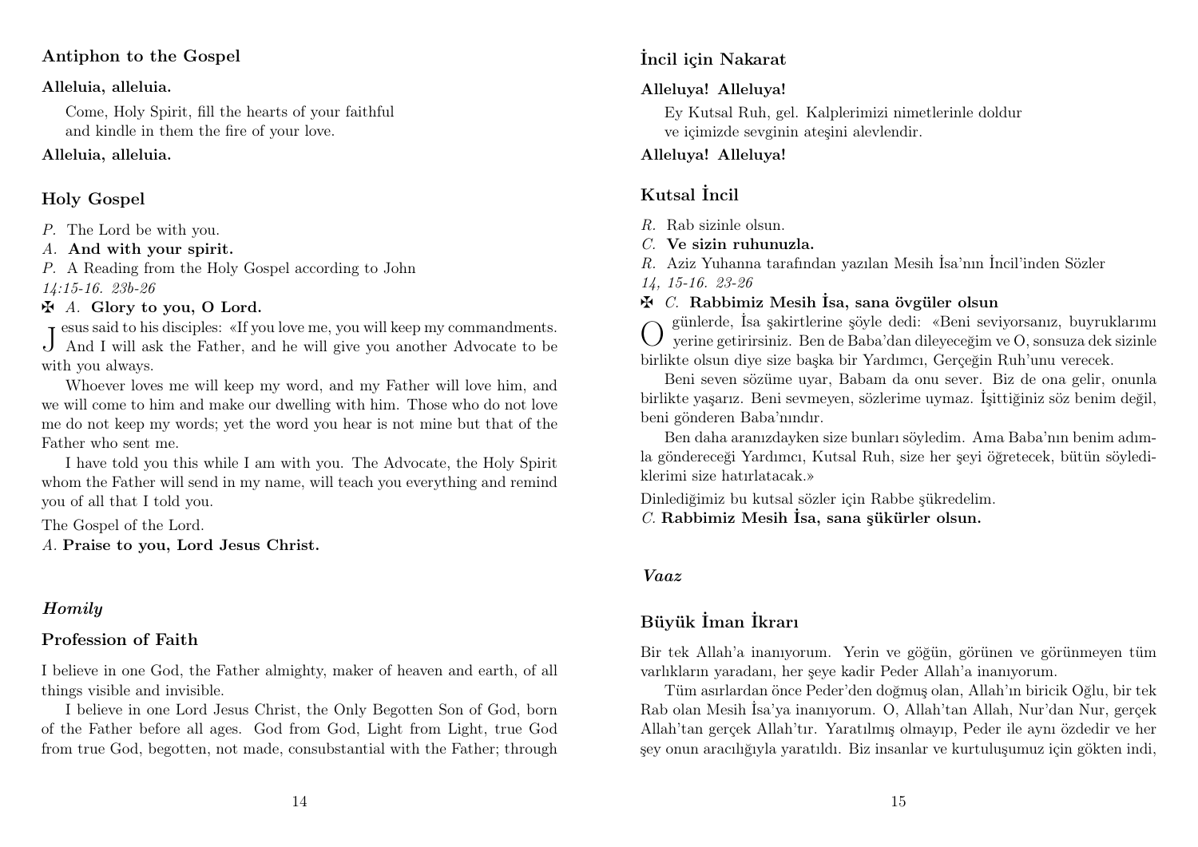### Antiphon to the Gospel

**Alleluia, alleluia.**

Come, Holy Spirit, fill the hearts of your faithful
and kindle in them the fire of your love.

**Alleluia, alleluia.**

### Holy Gospel

*P.* The Lord be with you.
*A.* **And with your spirit.**
*P.* A Reading from the Holy Gospel according to John
*14:15-16. 23b-26*
✠ *A.* **Glory to you, O Lord.**

Jesus said to his disciples: «If you love me, you will keep my commandments. And I will ask the Father, and he will give you another Advocate to be with you always.

Whoever loves me will keep my word, and my Father will love him, and we will come to him and make our dwelling with him. Those who do not love me do not keep my words; yet the word you hear is not mine but that of the Father who sent me.

I have told you this while I am with you. The Advocate, the Holy Spirit whom the Father will send in my name, will teach you everything and remind you of all that I told you.

The Gospel of the Lord.
*A.* **Praise to you, Lord Jesus Christ.**

### *Homily*

### Profession of Faith

I believe in one God, the Father almighty, maker of heaven and earth, of all things visible and invisible.

I believe in one Lord Jesus Christ, the Only Begotten Son of God, born of the Father before all ages. God from God, Light from Light, true God from true God, begotten, not made, consubstantial with the Father; through

### İncil için Nakarat

**Alleluya! Alleluya!**

Ey Kutsal Ruh, gel. Kalplerimizi nimetlerinle doldur
ve içimizde sevginin ateşini alevlendir.

**Alleluya! Alleluya!**

### Kutsal İncil

*R.* Rab sizinle olsun.
*C.* **Ve sizin ruhunuzla.**
*R.* Aziz Yuhanna tarafından yazılan Mesih İsa'nın İncil'inden Sözler
*14, 15-16. 23-26*
✠ *C.* **Rabbimiz Mesih İsa, sana övgüler olsun**

O günlerde, İsa şakirtlerine şöyle dedi: «Beni seviyorsanız, buyruklarımı yerine getirirsiniz. Ben de Baba'dan dileyeceğim ve O, sonsuza dek sizinle birlikte olsun diye size başka bir Yardımcı, Gerçeğin Ruh'unu verecek.

Beni seven sözüme uyar, Babam da onu sever. Biz de ona gelir, onunla birlikte yaşarız. Beni sevmeyen, sözlerime uymaz. İşittiğiniz söz benim değil, beni gönderen Baba'nındır.

Ben daha aranızdayken size bunları söyledim. Ama Baba'nın benim adımla göndereceği Yardımcı, Kutsal Ruh, size her şeyi öğretecek, bütün söylediklerimi size hatırlatacak.»

Dinlediğimiz bu kutsal sözler için Rabbe şükredelim.
*C.* **Rabbimiz Mesih İsa, sana şükürler olsun.**

### *Vaaz*

### Büyük İman İkrarı

Bir tek Allah'a inanıyorum. Yerin ve göğün, görünen ve görünmeyen tüm varlıkların yaradanı, her şeye kadir Peder Allah'a inanıyorum.

Tüm asırlardan önce Peder'den doğmuş olan, Allah'ın biricik Oğlu, bir tek Rab olan Mesih İsa'ya inanıyorum. O, Allah'tan Allah, Nur'dan Nur, gerçek Allah'tan gerçek Allah'tır. Yaratılmış olmayıp, Peder ile aynı özdedir ve her şey onun aracılığıyla yaratıldı. Biz insanlar ve kurtuluşumuz için gökten indi,